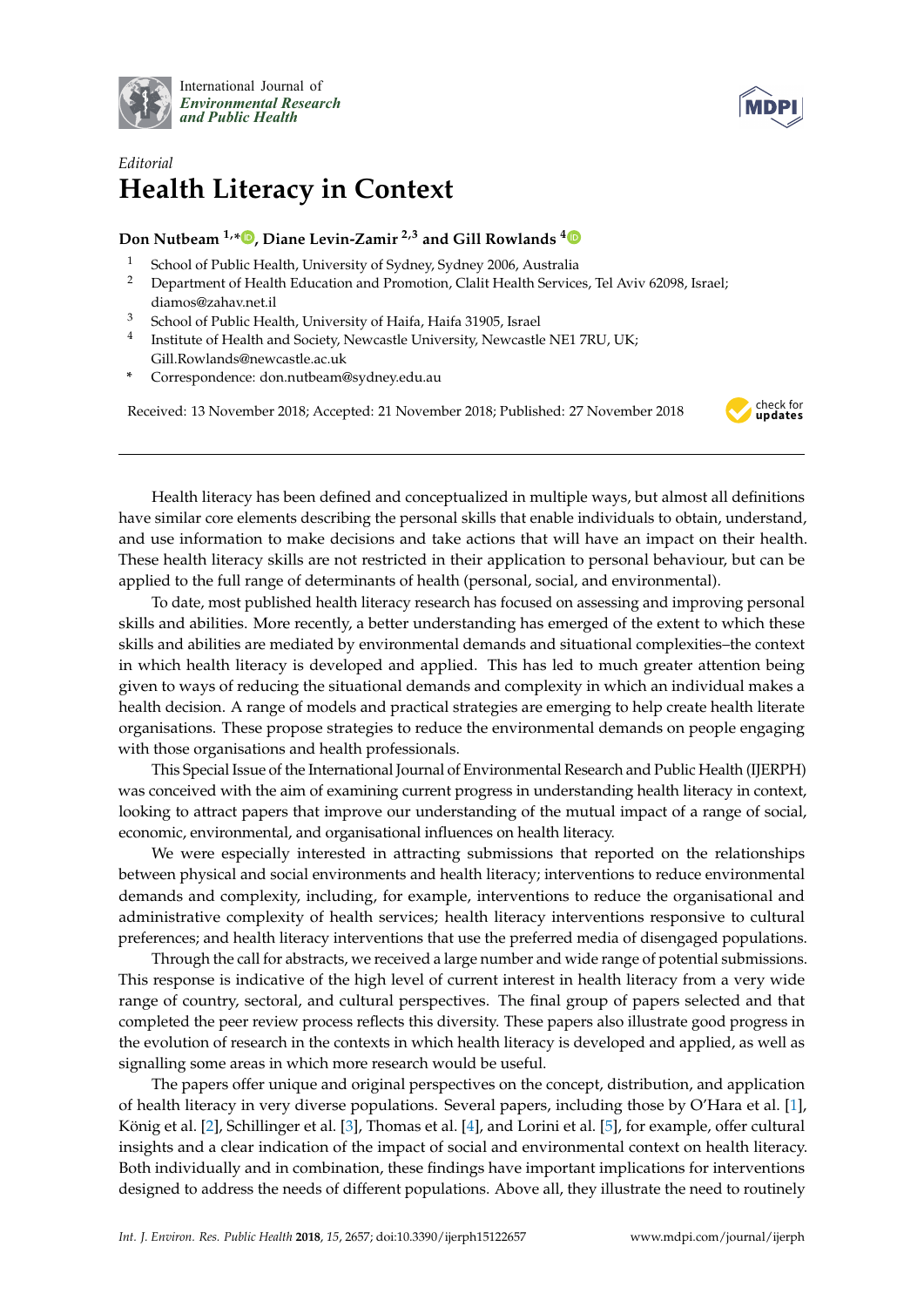International Journal of *Environmental Research and Public Health*

*Editorial*

# Health Literacy in Context

**Don Nutbeam [1,*], Diane Levin-Zamir [2,3] and Gill Rowlands [4]**

1 School of Public Health, University of Sydney, Sydney 2006, Australia
2 Department of Health Education and Promotion, Clalit Health Services, Tel Aviv 62098, Israel; diamos@zahav.net.il
3 School of Public Health, University of Haifa, Haifa 31905, Israel
4 Institute of Health and Society, Newcastle University, Newcastle NE1 7RU, UK; Gill.Rowlands@newcastle.ac.uk
* Correspondence: don.nutbeam@sydney.edu.au

Received: 13 November 2018; Accepted: 21 November 2018; Published: 27 November 2018

---

Health literacy has been defined and conceptualized in multiple ways, but almost all definitions have similar core elements describing the personal skills that enable individuals to obtain, understand, and use information to make decisions and take actions that will have an impact on their health. These health literacy skills are not restricted in their application to personal behaviour, but can be applied to the full range of determinants of health (personal, social, and environmental).

To date, most published health literacy research has focused on assessing and improving personal skills and abilities. More recently, a better understanding has emerged of the extent to which these skills and abilities are mediated by environmental demands and situational complexities–the context in which health literacy is developed and applied. This has led to much greater attention being given to ways of reducing the situational demands and complexity in which an individual makes a health decision. A range of models and practical strategies are emerging to help create health literate organisations. These propose strategies to reduce the environmental demands on people engaging with those organisations and health professionals.

This Special Issue of the International Journal of Environmental Research and Public Health (IJERPH) was conceived with the aim of examining current progress in understanding health literacy in context, looking to attract papers that improve our understanding of the mutual impact of a range of social, economic, environmental, and organisational influences on health literacy.

We were especially interested in attracting submissions that reported on the relationships between physical and social environments and health literacy; interventions to reduce environmental demands and complexity, including, for example, interventions to reduce the organisational and administrative complexity of health services; health literacy interventions responsive to cultural preferences; and health literacy interventions that use the preferred media of disengaged populations.

Through the call for abstracts, we received a large number and wide range of potential submissions. This response is indicative of the high level of current interest in health literacy from a very wide range of country, sectoral, and cultural perspectives. The final group of papers selected and that completed the peer review process reflects this diversity. These papers also illustrate good progress in the evolution of research in the contexts in which health literacy is developed and applied, as well as signalling some areas in which more research would be useful.

The papers offer unique and original perspectives on the concept, distribution, and application of health literacy in very diverse populations. Several papers, including those by O'Hara et al. [1], König et al. [2], Schillinger et al. [3], Thomas et al. [4], and Lorini et al. [5], for example, offer cultural insights and a clear indication of the impact of social and environmental context on health literacy. Both individually and in combination, these findings have important implications for interventions designed to address the needs of different populations. Above all, they illustrate the need to routinely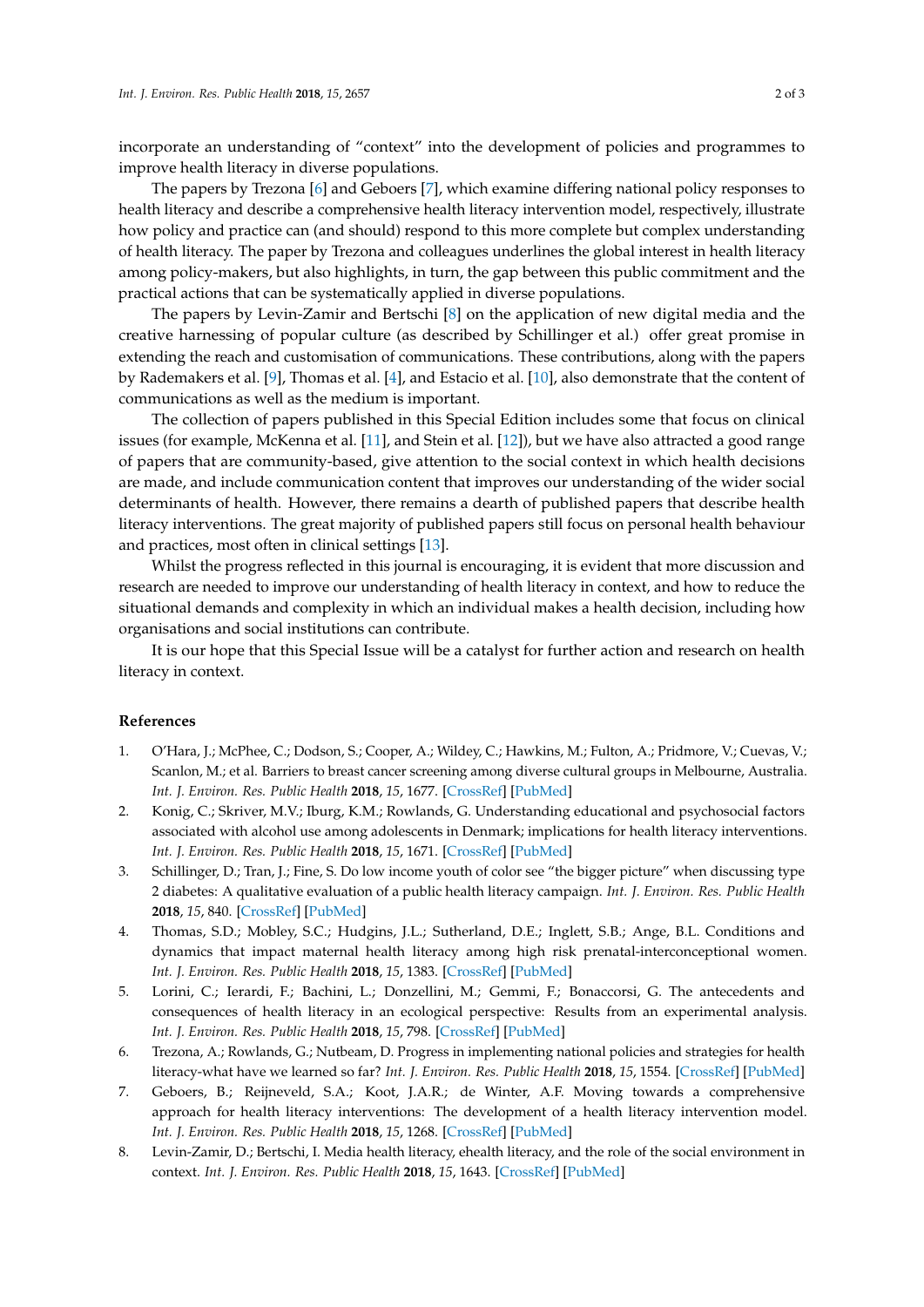incorporate an understanding of "context" into the development of policies and programmes to improve health literacy in diverse populations.

The papers by Trezona [6] and Geboers [7], which examine differing national policy responses to health literacy and describe a comprehensive health literacy intervention model, respectively, illustrate how policy and practice can (and should) respond to this more complete but complex understanding of health literacy. The paper by Trezona and colleagues underlines the global interest in health literacy among policy-makers, but also highlights, in turn, the gap between this public commitment and the practical actions that can be systematically applied in diverse populations.

The papers by Levin-Zamir and Bertschi [8] on the application of new digital media and the creative harnessing of popular culture (as described by Schillinger et al.) offer great promise in extending the reach and customisation of communications. These contributions, along with the papers by Rademakers et al. [9], Thomas et al. [4], and Estacio et al. [10], also demonstrate that the content of communications as well as the medium is important.

The collection of papers published in this Special Edition includes some that focus on clinical issues (for example, McKenna et al. [11], and Stein et al. [12]), but we have also attracted a good range of papers that are community-based, give attention to the social context in which health decisions are made, and include communication content that improves our understanding of the wider social determinants of health. However, there remains a dearth of published papers that describe health literacy interventions. The great majority of published papers still focus on personal health behaviour and practices, most often in clinical settings [13].

Whilst the progress reflected in this journal is encouraging, it is evident that more discussion and research are needed to improve our understanding of health literacy in context, and how to reduce the situational demands and complexity in which an individual makes a health decision, including how organisations and social institutions can contribute.

It is our hope that this Special Issue will be a catalyst for further action and research on health literacy in context.

## References

1. O'Hara, J.; McPhee, C.; Dodson, S.; Cooper, A.; Wildey, C.; Hawkins, M.; Fulton, A.; Pridmore, V.; Cuevas, V.; Scanlon, M.; et al. Barriers to breast cancer screening among diverse cultural groups in Melbourne, Australia. *Int. J. Environ. Res. Public Health* **2018**, *15*, 1677. [CrossRef] [PubMed]
2. Konig, C.; Skriver, M.V.; Iburg, K.M.; Rowlands, G. Understanding educational and psychosocial factors associated with alcohol use among adolescents in Denmark; implications for health literacy interventions. *Int. J. Environ. Res. Public Health* **2018**, *15*, 1671. [CrossRef] [PubMed]
3. Schillinger, D.; Tran, J.; Fine, S. Do low income youth of color see "the bigger picture" when discussing type 2 diabetes: A qualitative evaluation of a public health literacy campaign. *Int. J. Environ. Res. Public Health* **2018**, *15*, 840. [CrossRef] [PubMed]
4. Thomas, S.D.; Mobley, S.C.; Hudgins, J.L.; Sutherland, D.E.; Inglett, S.B.; Ange, B.L. Conditions and dynamics that impact maternal health literacy among high risk prenatal-interconceptional women. *Int. J. Environ. Res. Public Health* **2018**, *15*, 1383. [CrossRef] [PubMed]
5. Lorini, C.; Ierardi, F.; Bachini, L.; Donzellini, M.; Gemmi, F.; Bonaccorsi, G. The antecedents and consequences of health literacy in an ecological perspective: Results from an experimental analysis. *Int. J. Environ. Res. Public Health* **2018**, *15*, 798. [CrossRef] [PubMed]
6. Trezona, A.; Rowlands, G.; Nutbeam, D. Progress in implementing national policies and strategies for health literacy-what have we learned so far? *Int. J. Environ. Res. Public Health* **2018**, *15*, 1554. [CrossRef] [PubMed]
7. Geboers, B.; Reijneveld, S.A.; Koot, J.A.R.; de Winter, A.F. Moving towards a comprehensive approach for health literacy interventions: The development of a health literacy intervention model. *Int. J. Environ. Res. Public Health* **2018**, *15*, 1268. [CrossRef] [PubMed]
8. Levin-Zamir, D.; Bertschi, I. Media health literacy, ehealth literacy, and the role of the social environment in context. *Int. J. Environ. Res. Public Health* **2018**, *15*, 1643. [CrossRef] [PubMed]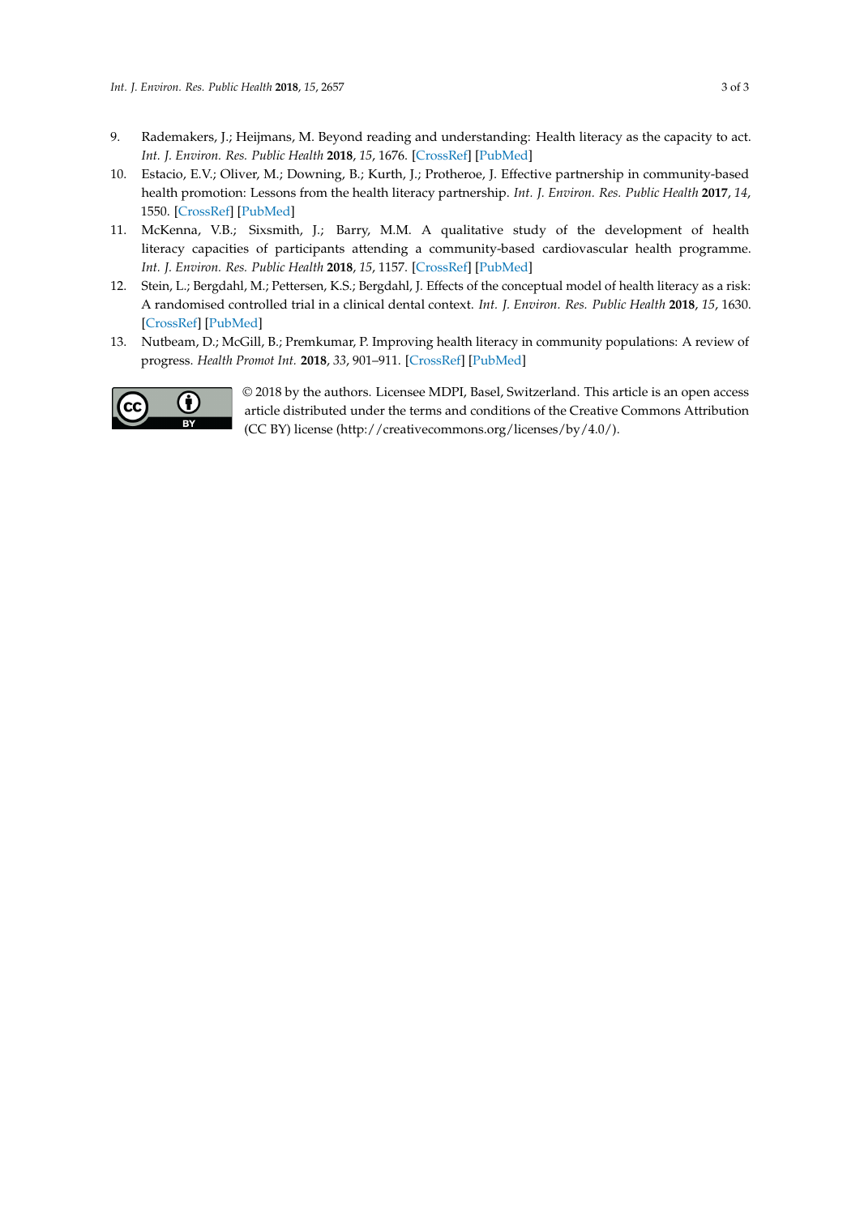9. Rademakers, J.; Heijmans, M. Beyond reading and understanding: Health literacy as the capacity to act. *Int. J. Environ. Res. Public Health* **2018**, *15*, 1676. [CrossRef] [PubMed]
10. Estacio, E.V.; Oliver, M.; Downing, B.; Kurth, J.; Protheroe, J. Effective partnership in community-based health promotion: Lessons from the health literacy partnership. *Int. J. Environ. Res. Public Health* **2017**, *14*, 1550. [CrossRef] [PubMed]
11. McKenna, V.B.; Sixsmith, J.; Barry, M.M. A qualitative study of the development of health literacy capacities of participants attending a community-based cardiovascular health programme. *Int. J. Environ. Res. Public Health* **2018**, *15*, 1157. [CrossRef] [PubMed]
12. Stein, L.; Bergdahl, M.; Pettersen, K.S.; Bergdahl, J. Effects of the conceptual model of health literacy as a risk: A randomised controlled trial in a clinical dental context. *Int. J. Environ. Res. Public Health* **2018**, *15*, 1630. [CrossRef] [PubMed]
13. Nutbeam, D.; McGill, B.; Premkumar, P. Improving health literacy in community populations: A review of progress. *Health Promot Int.* **2018**, *33*, 901–911. [CrossRef] [PubMed]

© 2018 by the authors. Licensee MDPI, Basel, Switzerland. This article is an open access article distributed under the terms and conditions of the Creative Commons Attribution (CC BY) license (http://creativecommons.org/licenses/by/4.0/).